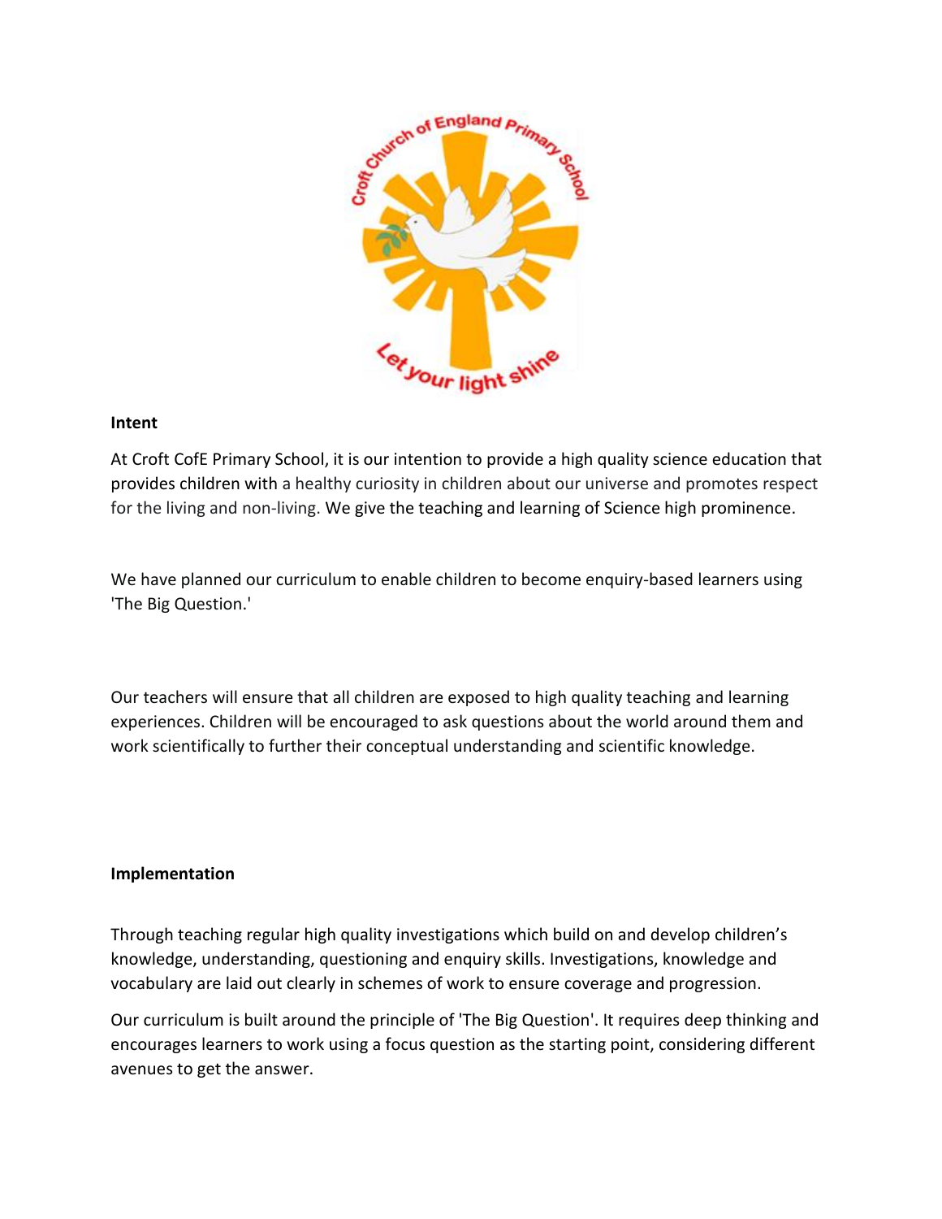**Intent**

At Croft CofE Primary School, it is our intention to provide a high quality science education that provides children with a healthy curiosity in children about our universe and promotes respect for the living and non-living. We give the teaching and learning of Science high prominence.

We have planned our curriculum to enable children to become enquiry-based learners using 'The Big Question.'

Our teachers will ensure that all children are exposed to high quality teaching and learning experiences. Children will be encouraged to ask questions about the world around them and work scientifically to further their conceptual understanding and scientific knowledge.

**Implementation**

Through teaching regular high quality investigations which build on and develop children's knowledge, understanding, questioning and enquiry skills. Investigations, knowledge and vocabulary are laid out clearly in schemes of work to ensure coverage and progression.

Our curriculum is built around the principle of 'The Big Question'. It requires deep thinking and encourages learners to work using a focus question as the starting point, considering different avenues to get the answer.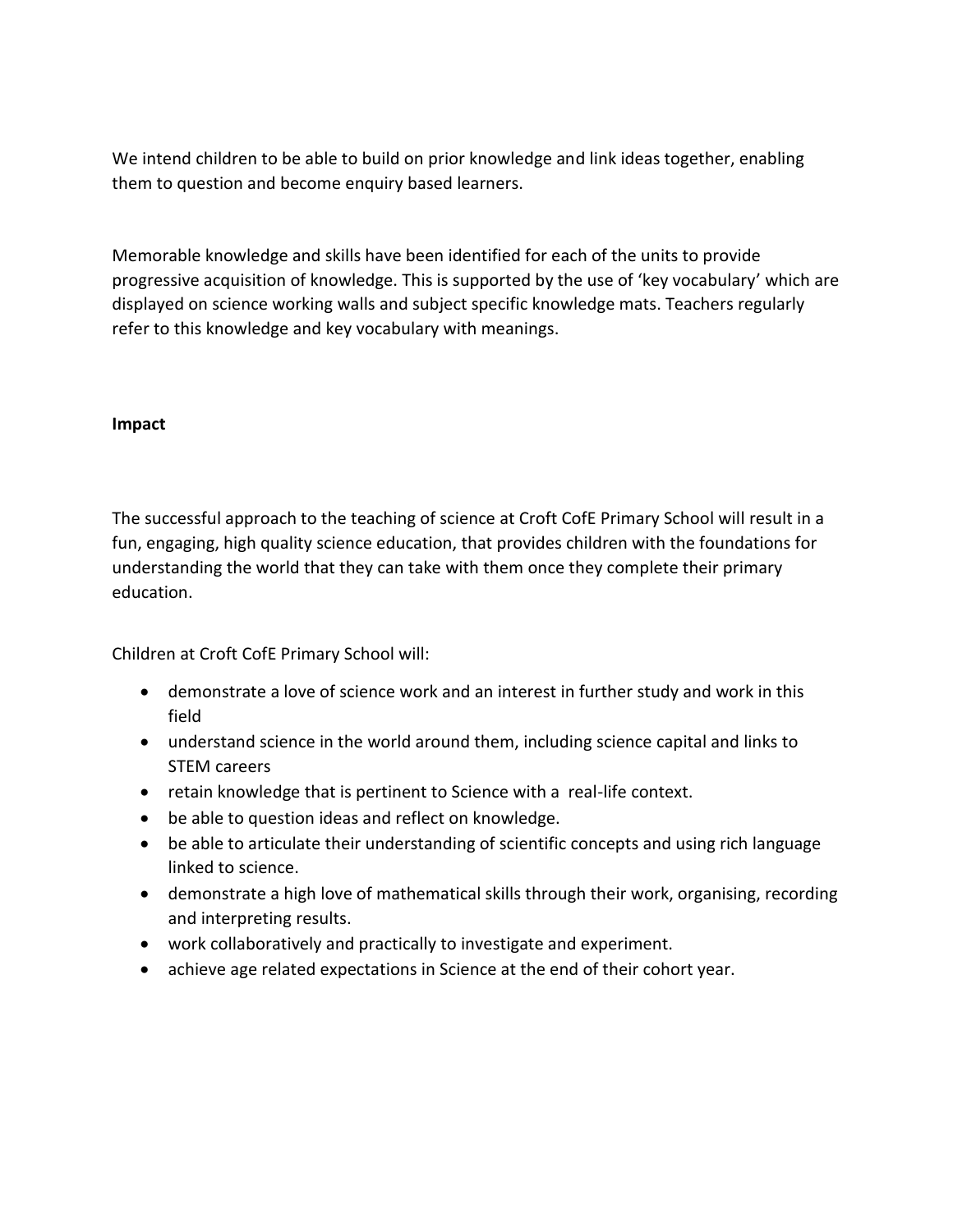We intend children to be able to build on prior knowledge and link ideas together, enabling them to question and become enquiry based learners.

Memorable knowledge and skills have been identified for each of the units to provide progressive acquisition of knowledge. This is supported by the use of 'key vocabulary' which are displayed on science working walls and subject specific knowledge mats. Teachers regularly refer to this knowledge and key vocabulary with meanings.

**Impact**

The successful approach to the teaching of science at Croft CofE Primary School will result in a fun, engaging, high quality science education, that provides children with the foundations for understanding the world that they can take with them once they complete their primary education.

Children at Croft CofE Primary School will:

- demonstrate a love of science work and an interest in further study and work in this field
- understand science in the world around them, including science capital and links to STEM careers
- retain knowledge that is pertinent to Science with a  real-life context.
- be able to question ideas and reflect on knowledge.
- be able to articulate their understanding of scientific concepts and using rich language linked to science.
- demonstrate a high love of mathematical skills through their work, organising, recording and interpreting results.
- work collaboratively and practically to investigate and experiment.
- achieve age related expectations in Science at the end of their cohort year.